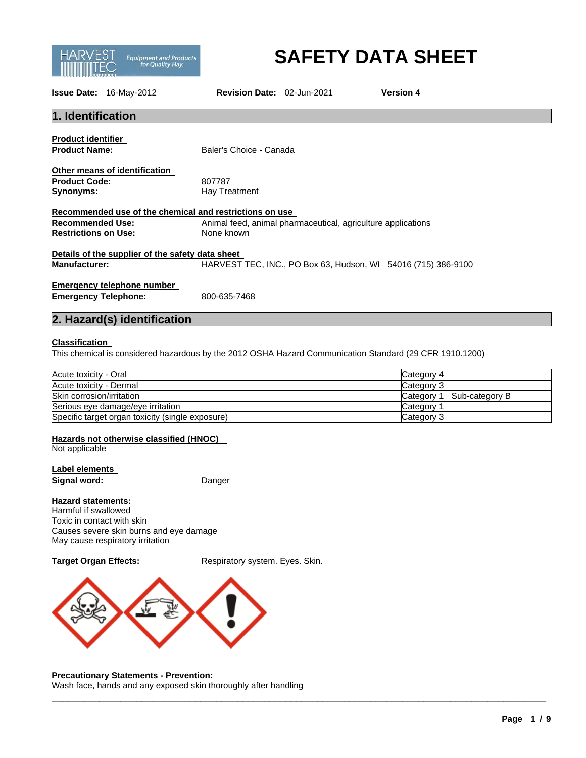# SAFETY DATA SHEET

**Issue Date:** 16-May-2012 **Revision Date:** 02-Jun-2021 **Version 4**

## 1. Identification

**Product identifier**

**Product Name:** Baler's Choice - Canada

**Other means of identification**

**Product Code:** 807787

**Synonyms:** Hay Treatment

**Recommended use of the chemical and restrictions on use**

**Recommended Use:** Animal feed, animal pharmaceutical, agriculture applications

**Restrictions on Use:** None known

**Details of the supplier of the safety data sheet**

**Manufacturer:** HARVEST TEC, INC., PO Box 63, Hudson, WI 54016 (715) 386-9100

**Emergency telephone number**

**Emergency Telephone:** 800-635-7468

## 2. Hazard(s) identification

**Classification**

This chemical is considered hazardous by the 2012 OSHA Hazard Communication Standard (29 CFR 1910.1200)

| Hazard | Category |
|---|---|
| Acute toxicity - Oral | Category 4 |
| Acute toxicity - Dermal | Category 3 |
| Skin corrosion/irritation | Category 1 Sub-category B |
| Serious eye damage/eye irritation | Category 1 |
| Specific target organ toxicity (single exposure) | Category 3 |

**Hazards not otherwise classified (HNOC)**

Not applicable

**Label elements**

**Signal word:** Danger

**Hazard statements:**

Harmful if swallowed
Toxic in contact with skin
Causes severe skin burns and eye damage
May cause respiratory irritation

**Target Organ Effects:** Respiratory system. Eyes. Skin.

**Precautionary Statements - Prevention:**

Wash face, hands and any exposed skin thoroughly after handling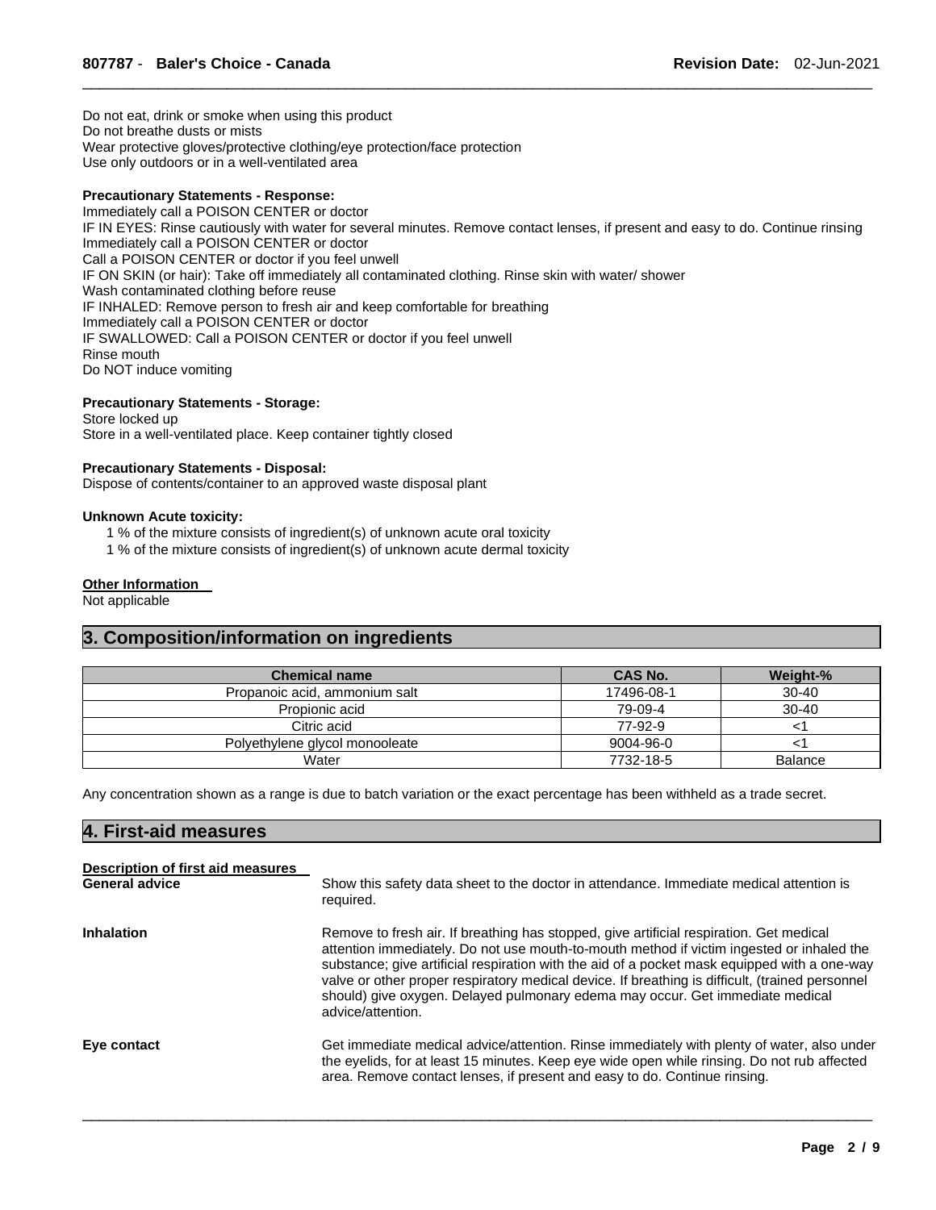Do not eat, drink or smoke when using this product
Do not breathe dusts or mists
Wear protective gloves/protective clothing/eye protection/face protection
Use only outdoors or in a well-ventilated area

**Precautionary Statements - Response:**

Immediately call a POISON CENTER or doctor
IF IN EYES: Rinse cautiously with water for several minutes. Remove contact lenses, if present and easy to do. Continue rinsing
Immediately call a POISON CENTER or doctor
Call a POISON CENTER or doctor if you feel unwell
IF ON SKIN (or hair): Take off immediately all contaminated clothing. Rinse skin with water/ shower
Wash contaminated clothing before reuse
IF INHALED: Remove person to fresh air and keep comfortable for breathing
Immediately call a POISON CENTER or doctor
IF SWALLOWED: Call a POISON CENTER or doctor if you feel unwell
Rinse mouth
Do NOT induce vomiting

**Precautionary Statements - Storage:**

Store locked up
Store in a well-ventilated place. Keep container tightly closed

**Precautionary Statements - Disposal:**

Dispose of contents/container to an approved waste disposal plant

**Unknown Acute toxicity:**

1 % of the mixture consists of ingredient(s) of unknown acute oral toxicity
1 % of the mixture consists of ingredient(s) of unknown acute dermal toxicity

**Other Information**

Not applicable

## 3. Composition/information on ingredients

| Chemical name | CAS No. | Weight-% |
|---|---|---|
| Propanoic acid, ammonium salt | 17496-08-1 | 30-40 |
| Propionic acid | 79-09-4 | 30-40 |
| Citric acid | 77-92-9 | <1 |
| Polyethylene glycol monooleate | 9004-96-0 | <1 |
| Water | 7732-18-5 | Balance |

Any concentration shown as a range is due to batch variation or the exact percentage has been withheld as a trade secret.

## 4. First-aid measures

**Description of first aid measures**

**General advice**
Show this safety data sheet to the doctor in attendance. Immediate medical attention is required.

**Inhalation**
Remove to fresh air. If breathing has stopped, give artificial respiration. Get medical attention immediately. Do not use mouth-to-mouth method if victim ingested or inhaled the substance; give artificial respiration with the aid of a pocket mask equipped with a one-way valve or other proper respiratory medical device. If breathing is difficult, (trained personnel should) give oxygen. Delayed pulmonary edema may occur. Get immediate medical advice/attention.

**Eye contact**
Get immediate medical advice/attention. Rinse immediately with plenty of water, also under the eyelids, for at least 15 minutes. Keep eye wide open while rinsing. Do not rub affected area. Remove contact lenses, if present and easy to do. Continue rinsing.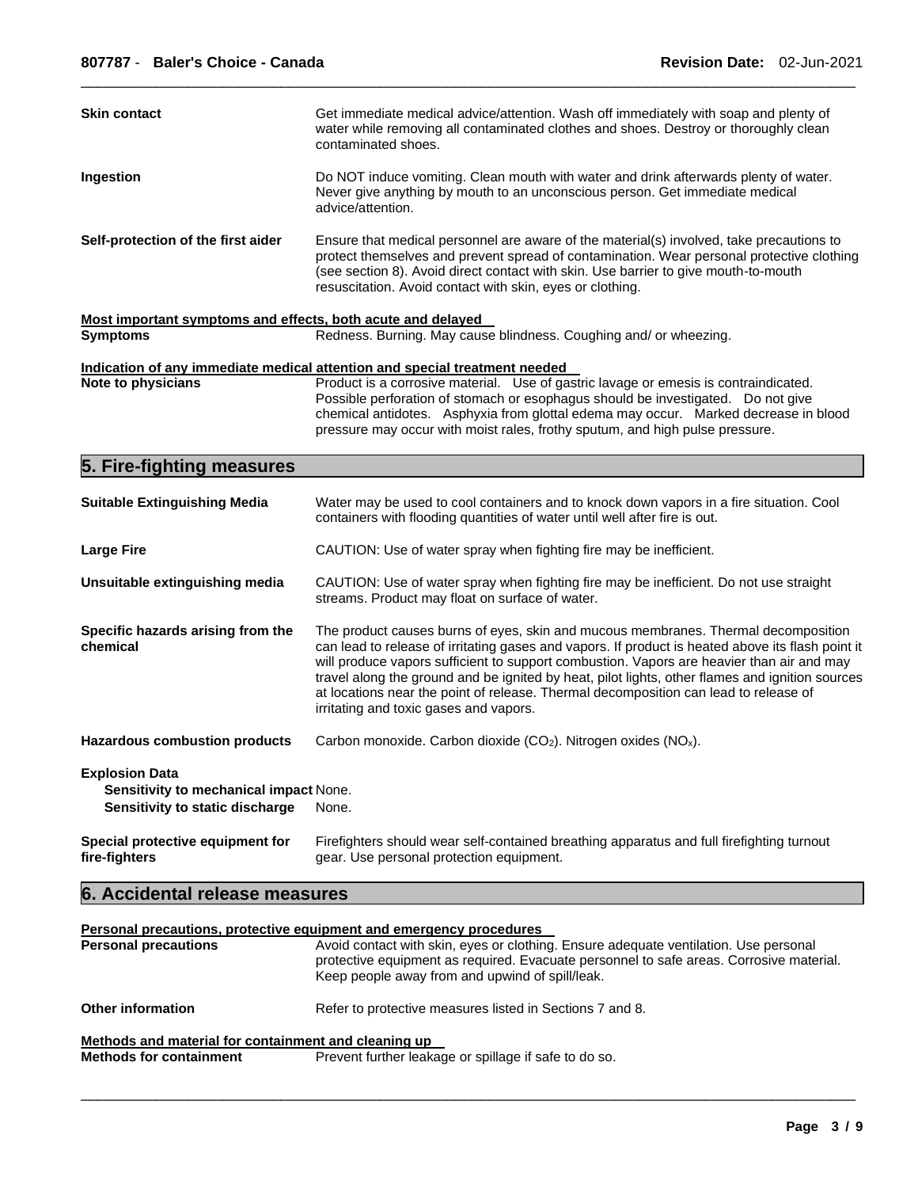**Skin contact** Get immediate medical advice/attention. Wash off immediately with soap and plenty of water while removing all contaminated clothes and shoes. Destroy or thoroughly clean contaminated shoes.

**Ingestion** Do NOT induce vomiting. Clean mouth with water and drink afterwards plenty of water. Never give anything by mouth to an unconscious person. Get immediate medical advice/attention.

**Self-protection of the first aider** Ensure that medical personnel are aware of the material(s) involved, take precautions to protect themselves and prevent spread of contamination. Wear personal protective clothing (see section 8). Avoid direct contact with skin. Use barrier to give mouth-to-mouth resuscitation. Avoid contact with skin, eyes or clothing.

**Most important symptoms and effects, both acute and delayed**

**Symptoms** Redness. Burning. May cause blindness. Coughing and/ or wheezing.

**Indication of any immediate medical attention and special treatment needed**

**Note to physicians** Product is a corrosive material. Use of gastric lavage or emesis is contraindicated. Possible perforation of stomach or esophagus should be investigated. Do not give chemical antidotes. Asphyxia from glottal edema may occur. Marked decrease in blood pressure may occur with moist rales, frothy sputum, and high pulse pressure.

## 5. Fire-fighting measures

**Suitable Extinguishing Media** Water may be used to cool containers and to knock down vapors in a fire situation. Cool containers with flooding quantities of water until well after fire is out.

**Large Fire** CAUTION: Use of water spray when fighting fire may be inefficient.

**Unsuitable extinguishing media** CAUTION: Use of water spray when fighting fire may be inefficient. Do not use straight streams. Product may float on surface of water.

**Specific hazards arising from the chemical** The product causes burns of eyes, skin and mucous membranes. Thermal decomposition can lead to release of irritating gases and vapors. If product is heated above its flash point it will produce vapors sufficient to support combustion. Vapors are heavier than air and may travel along the ground and be ignited by heat, pilot lights, other flames and ignition sources at locations near the point of release. Thermal decomposition can lead to release of irritating and toxic gases and vapors.

**Hazardous combustion products** Carbon monoxide. Carbon dioxide ($CO_2$). Nitrogen oxides ($NO_x$).

**Explosion Data**

**Sensitivity to mechanical impact** None.

**Sensitivity to static discharge** None.

**Special protective equipment for fire-fighters** Firefighters should wear self-contained breathing apparatus and full firefighting turnout gear. Use personal protection equipment.

## 6. Accidental release measures

**Personal precautions, protective equipment and emergency procedures**

**Personal precautions** Avoid contact with skin, eyes or clothing. Ensure adequate ventilation. Use personal protective equipment as required. Evacuate personnel to safe areas. Corrosive material. Keep people away from and upwind of spill/leak.

**Other information** Refer to protective measures listed in Sections 7 and 8.

**Methods and material for containment and cleaning up**

**Methods for containment** Prevent further leakage or spillage if safe to do so.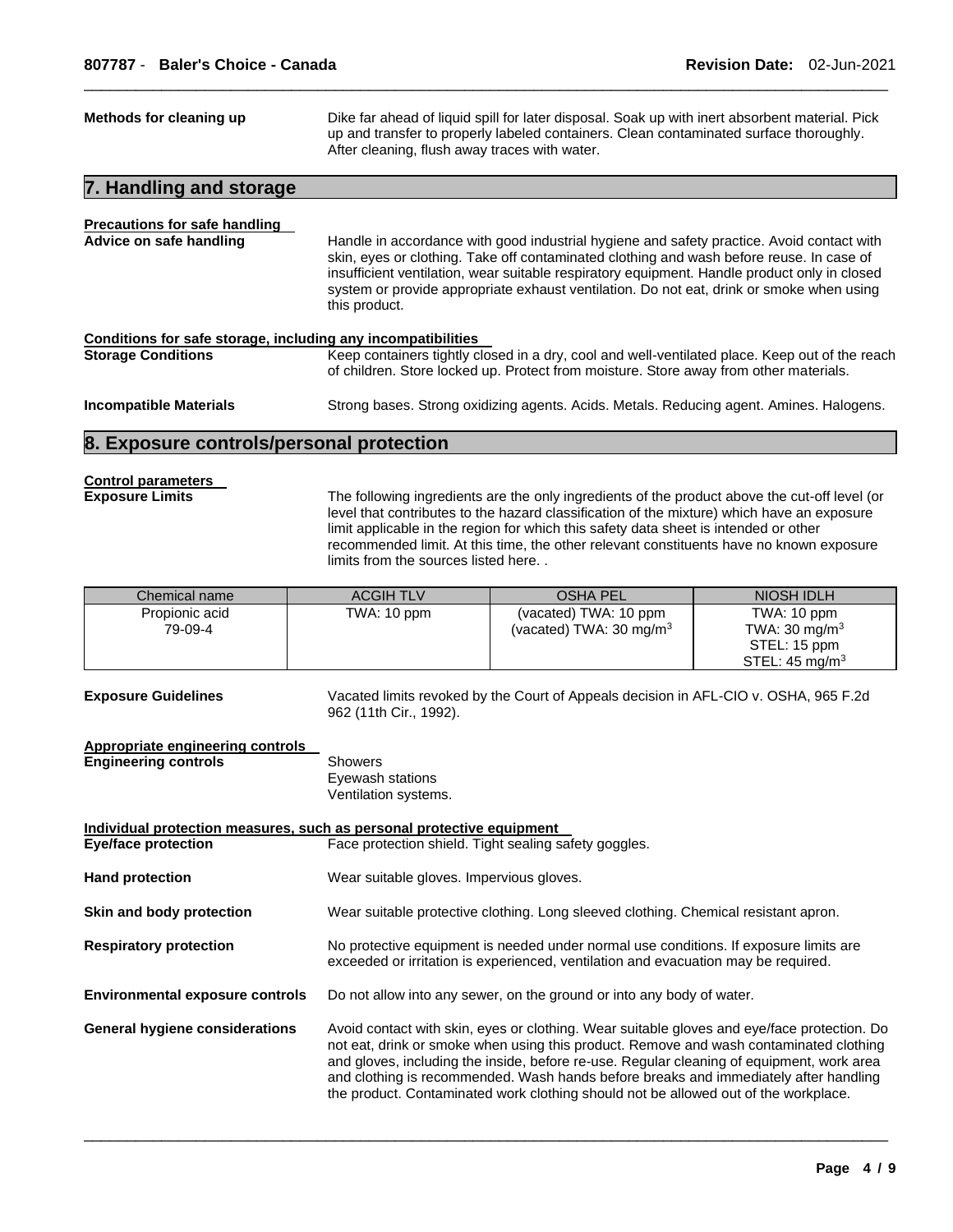**Methods for cleaning up** Dike far ahead of liquid spill for later disposal. Soak up with inert absorbent material. Pick up and transfer to properly labeled containers. Clean contaminated surface thoroughly. After cleaning, flush away traces with water.

## 7. Handling and storage

**Precautions for safe handling**

**Advice on safe handling** Handle in accordance with good industrial hygiene and safety practice. Avoid contact with skin, eyes or clothing. Take off contaminated clothing and wash before reuse. In case of insufficient ventilation, wear suitable respiratory equipment. Handle product only in closed system or provide appropriate exhaust ventilation. Do not eat, drink or smoke when using this product.

**Conditions for safe storage, including any incompatibilities**

**Storage Conditions** Keep containers tightly closed in a dry, cool and well-ventilated place. Keep out of the reach of children. Store locked up. Protect from moisture. Store away from other materials.

**Incompatible Materials** Strong bases. Strong oxidizing agents. Acids. Metals. Reducing agent. Amines. Halogens.

## 8. Exposure controls/personal protection

**Control parameters**

**Exposure Limits** The following ingredients are the only ingredients of the product above the cut-off level (or level that contributes to the hazard classification of the mixture) which have an exposure limit applicable in the region for which this safety data sheet is intended or other recommended limit. At this time, the other relevant constituents have no known exposure limits from the sources listed here. .

| Chemical name | ACGIH TLV | OSHA PEL | NIOSH IDLH |
|---|---|---|---|
| Propionic acid<br>79-09-4 | TWA: 10 ppm | (vacated) TWA: 10 ppm<br>(vacated) TWA: 30 mg/m$^3$ | TWA: 10 ppm<br>TWA: 30 mg/m$^3$<br>STEL: 15 ppm<br>STEL: 45 mg/m$^3$ |

**Exposure Guidelines** Vacated limits revoked by the Court of Appeals decision in AFL-CIO v. OSHA, 965 F.2d 962 (11th Cir., 1992).

**Appropriate engineering controls**

**Engineering controls** Showers
Eyewash stations
Ventilation systems.

**Individual protection measures, such as personal protective equipment**

**Eye/face protection** Face protection shield. Tight sealing safety goggles.

**Hand protection** Wear suitable gloves. Impervious gloves.

**Skin and body protection** Wear suitable protective clothing. Long sleeved clothing. Chemical resistant apron.

**Respiratory protection** No protective equipment is needed under normal use conditions. If exposure limits are exceeded or irritation is experienced, ventilation and evacuation may be required.

**Environmental exposure controls** Do not allow into any sewer, on the ground or into any body of water.

**General hygiene considerations** Avoid contact with skin, eyes or clothing. Wear suitable gloves and eye/face protection. Do not eat, drink or smoke when using this product. Remove and wash contaminated clothing and gloves, including the inside, before re-use. Regular cleaning of equipment, work area and clothing is recommended. Wash hands before breaks and immediately after handling the product. Contaminated work clothing should not be allowed out of the workplace.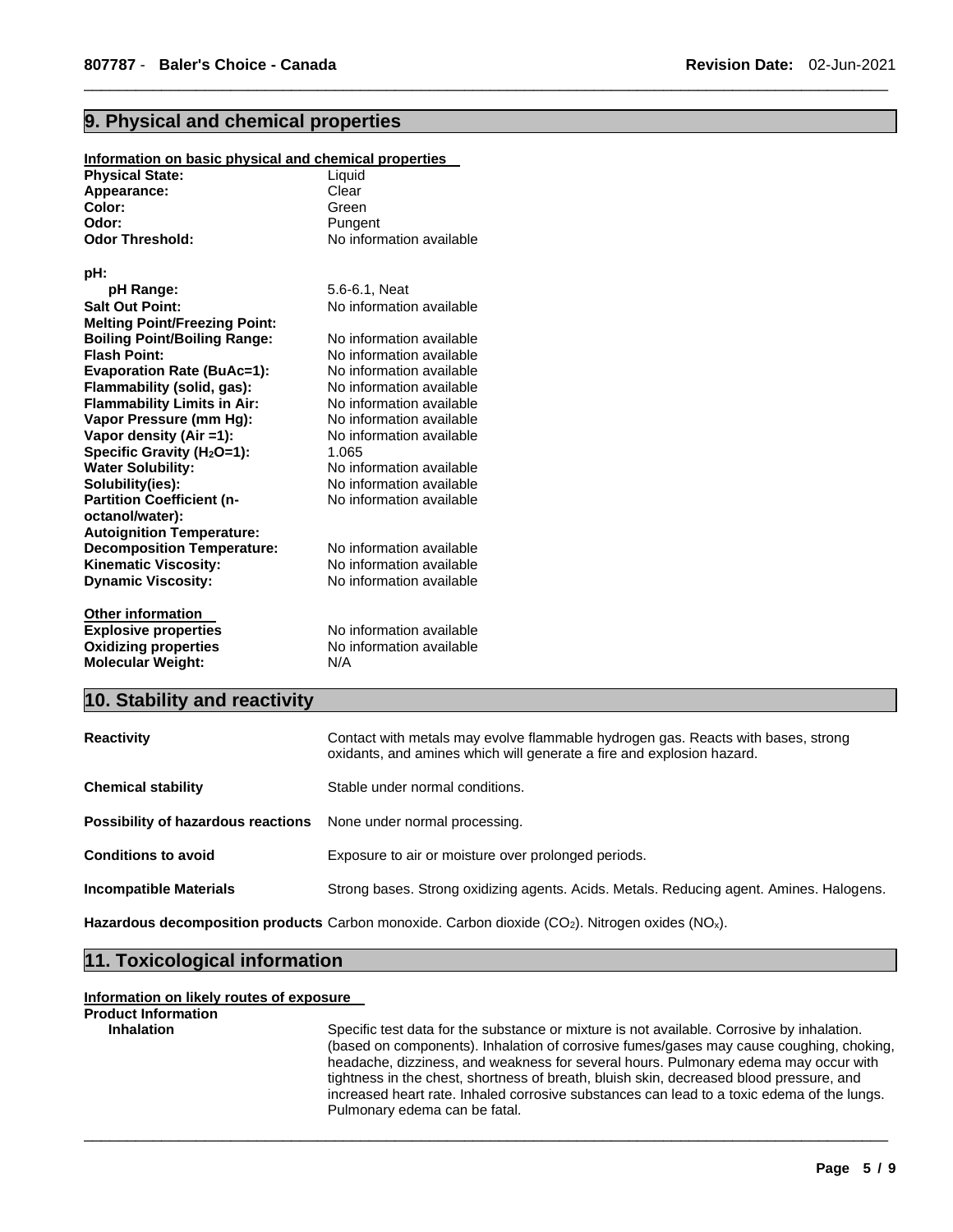## 9. Physical and chemical properties

**Information on basic physical and chemical properties**

| | |
|---|---|
| **Physical State:** | Liquid |
| **Appearance:** | Clear |
| **Color:** | Green |
| **Odor:** | Pungent |
| **Odor Threshold:** | No information available |
| **pH:** | |
| **pH Range:** | 5.6-6.1, Neat |
| **Salt Out Point:** | No information available |
| **Melting Point/Freezing Point:** | |
| **Boiling Point/Boiling Range:** | No information available |
| **Flash Point:** | No information available |
| **Evaporation Rate (BuAc=1):** | No information available |
| **Flammability (solid, gas):** | No information available |
| **Flammability Limits in Air:** | No information available |
| **Vapor Pressure (mm Hg):** | No information available |
| **Vapor density (Air =1):** | No information available |
| **Specific Gravity ($H_2O$=1):** | 1.065 |
| **Water Solubility:** | No information available |
| **Solubility(ies):** | No information available |
| **Partition Coefficient (n-octanol/water):** | No information available |
| **Autoignition Temperature:** | |
| **Decomposition Temperature:** | No information available |
| **Kinematic Viscosity:** | No information available |
| **Dynamic Viscosity:** | No information available |

**Other information**

| | |
|---|---|
| **Explosive properties** | No information available |
| **Oxidizing properties** | No information available |
| **Molecular Weight:** | N/A |

## 10. Stability and reactivity

**Reactivity**
Contact with metals may evolve flammable hydrogen gas. Reacts with bases, strong oxidants, and amines which will generate a fire and explosion hazard.

**Chemical stability**
Stable under normal conditions.

**Possibility of hazardous reactions**
None under normal processing.

**Conditions to avoid**
Exposure to air or moisture over prolonged periods.

**Incompatible Materials**
Strong bases. Strong oxidizing agents. Acids. Metals. Reducing agent. Amines. Halogens.

**Hazardous decomposition products** Carbon monoxide. Carbon dioxide ($CO_2$). Nitrogen oxides ($NO_x$).

## 11. Toxicological information

**Information on likely routes of exposure**

**Product Information**

**Inhalation**
Specific test data for the substance or mixture is not available. Corrosive by inhalation. (based on components). Inhalation of corrosive fumes/gases may cause coughing, choking, headache, dizziness, and weakness for several hours. Pulmonary edema may occur with tightness in the chest, shortness of breath, bluish skin, decreased blood pressure, and increased heart rate. Inhaled corrosive substances can lead to a toxic edema of the lungs. Pulmonary edema can be fatal.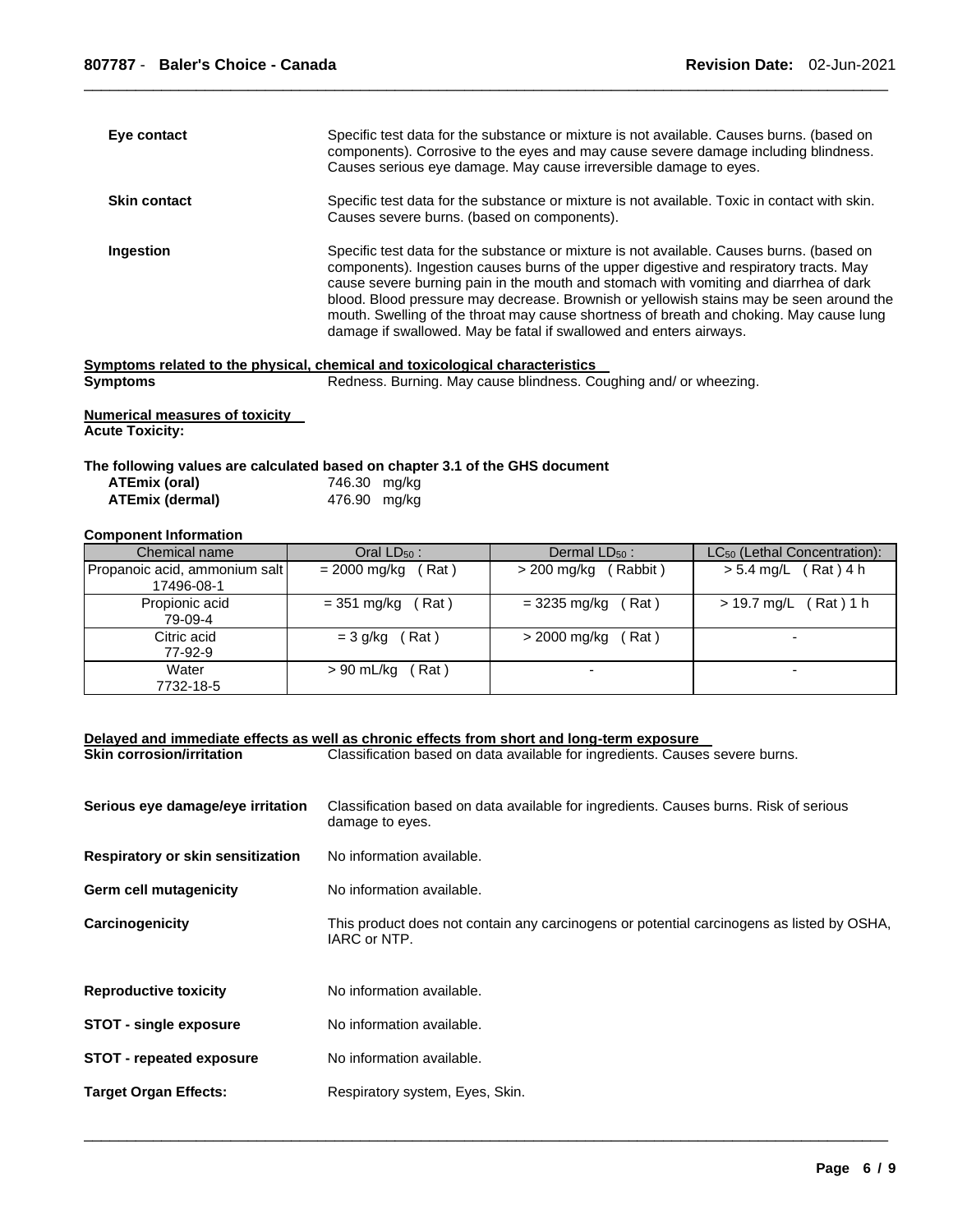**Eye contact**
Specific test data for the substance or mixture is not available. Causes burns. (based on components). Corrosive to the eyes and may cause severe damage including blindness. Causes serious eye damage. May cause irreversible damage to eyes.

**Skin contact**
Specific test data for the substance or mixture is not available. Toxic in contact with skin. Causes severe burns. (based on components).

**Ingestion**
Specific test data for the substance or mixture is not available. Causes burns. (based on components). Ingestion causes burns of the upper digestive and respiratory tracts. May cause severe burning pain in the mouth and stomach with vomiting and diarrhea of dark blood. Blood pressure may decrease. Brownish or yellowish stains may be seen around the mouth. Swelling of the throat may cause shortness of breath and choking. May cause lung damage if swallowed. May be fatal if swallowed and enters airways.

**Symptoms related to the physical, chemical and toxicological characteristics**

**Symptoms** Redness. Burning. May cause blindness. Coughing and/ or wheezing.

**Numerical measures of toxicity**

**Acute Toxicity:**

**The following values are calculated based on chapter 3.1 of the GHS document**

| | |
|---|---|
| **ATEmix (oral)** | 746.30 mg/kg |
| **ATEmix (dermal)** | 476.90 mg/kg |

**Component Information**

| Chemical name | Oral $LD_{50}$ : | Dermal $LD_{50}$ : | $LC_{50}$ (Lethal Concentration): |
|---|---|---|---|
| Propanoic acid, ammonium salt 17496-08-1 | = 2000 mg/kg ( Rat ) | > 200 mg/kg ( Rabbit ) | > 5.4 mg/L ( Rat ) 4 h |
| Propionic acid 79-09-4 | = 351 mg/kg ( Rat ) | = 3235 mg/kg ( Rat ) | > 19.7 mg/L ( Rat ) 1 h |
| Citric acid 77-92-9 | = 3 g/kg ( Rat ) | > 2000 mg/kg ( Rat ) | - |
| Water 7732-18-5 | > 90 mL/kg ( Rat ) | - | - |

**Delayed and immediate effects as well as chronic effects from short and long-term exposure**

**Skin corrosion/irritation** Classification based on data available for ingredients. Causes severe burns.

**Serious eye damage/eye irritation** Classification based on data available for ingredients. Causes burns. Risk of serious damage to eyes.

**Respiratory or skin sensitization** No information available.

**Germ cell mutagenicity** No information available.

**Carcinogenicity** This product does not contain any carcinogens or potential carcinogens as listed by OSHA, IARC or NTP.

**Reproductive toxicity** No information available.

**STOT - single exposure** No information available.

**STOT - repeated exposure** No information available.

**Target Organ Effects:** Respiratory system, Eyes, Skin.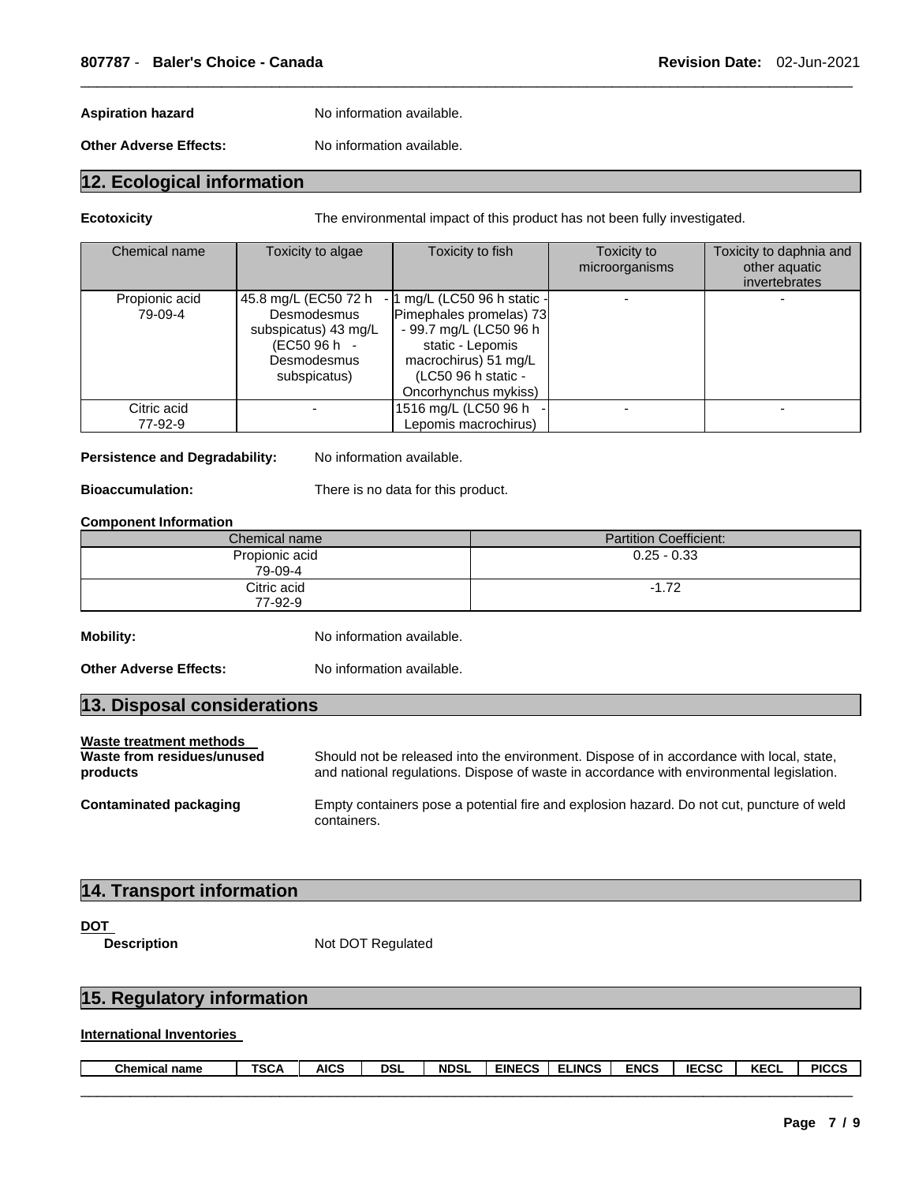**Aspiration hazard** No information available.

**Other Adverse Effects:** No information available.

## 12. Ecological information

**Ecotoxicity** The environmental impact of this product has not been fully investigated.

| Chemical name | Toxicity to algae | Toxicity to fish | Toxicity to microorganisms | Toxicity to daphnia and other aquatic invertebrates |
|---|---|---|---|---|
| Propionic acid 79-09-4 | 45.8 mg/L (EC50 72 h - Desmodesmus subspicatus) 43 mg/L (EC50 96 h - Desmodesmus subspicatus) | - 1 mg/L (LC50 96 h static - Pimephales promelas) 73 - 99.7 mg/L (LC50 96 h static - Lepomis macrochirus) 51 mg/L (LC50 96 h static - Oncorhynchus mykiss) | - | - |
| Citric acid 77-92-9 | - | 1516 mg/L (LC50 96 h - Lepomis macrochirus) | - | - |

**Persistence and Degradability:** No information available.

**Bioaccumulation:** There is no data for this product.

**Component Information**

| Chemical name | Partition Coefficient: |
|---|---|
| Propionic acid 79-09-4 | 0.25 - 0.33 |
| Citric acid 77-92-9 | -1.72 |

**Mobility:** No information available.

**Other Adverse Effects:** No information available.

## 13. Disposal considerations

**Waste treatment methods**

**Waste from residues/unused products** Should not be released into the environment. Dispose of in accordance with local, state, and national regulations. Dispose of waste in accordance with environmental legislation.

**Contaminated packaging** Empty containers pose a potential fire and explosion hazard. Do not cut, puncture of weld containers.

## 14. Transport information

**DOT**

**Description** Not DOT Regulated

## 15. Regulatory information

**International Inventories**

| Chemical name | TSCA | AICS | DSL | NDSL | EINECS | ELINCS | ENCS | IECSC | KECL | PICCS |
|---|---|---|---|---|---|---|---|---|---|---|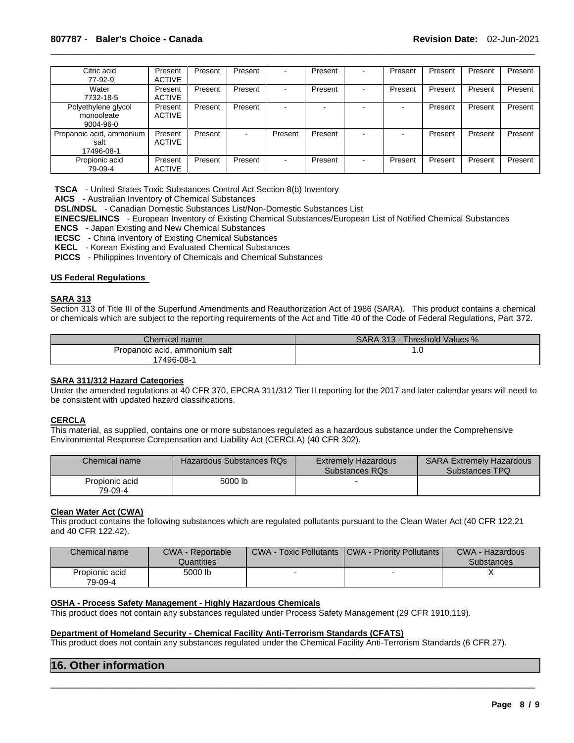| Citric acid 77-92-9 | Present ACTIVE | Present | Present | - | Present | - | Present | Present | Present | Present |
|---|---|---|---|---|---|---|---|---|---|---|
| Water 7732-18-5 | Present ACTIVE | Present | Present | - | Present | - | Present | Present | Present | Present |
| Polyethylene glycol monooleate 9004-96-0 | Present ACTIVE | Present | Present | - | - | - | - | Present | Present | Present |
| Propanoic acid, ammonium salt 17496-08-1 | Present ACTIVE | Present | - | Present | Present | - | - | Present | Present | Present |
| Propionic acid 79-09-4 | Present ACTIVE | Present | Present | - | Present | - | Present | Present | Present | Present |

**TSCA** - United States Toxic Substances Control Act Section 8(b) Inventory
**AICS** - Australian Inventory of Chemical Substances
**DSL/NDSL** - Canadian Domestic Substances List/Non-Domestic Substances List
**EINECS/ELINCS** - European Inventory of Existing Chemical Substances/European List of Notified Chemical Substances
**ENCS** - Japan Existing and New Chemical Substances
**IECSC** - China Inventory of Existing Chemical Substances
**KECL** - Korean Existing and Evaluated Chemical Substances
**PICCS** - Philippines Inventory of Chemicals and Chemical Substances

**US Federal Regulations**

**SARA 313**

Section 313 of Title III of the Superfund Amendments and Reauthorization Act of 1986 (SARA). This product contains a chemical or chemicals which are subject to the reporting requirements of the Act and Title 40 of the Code of Federal Regulations, Part 372.

| Chemical name | SARA 313 - Threshold Values % |
|---|---|
| Propanoic acid, ammonium salt 17496-08-1 | 1.0 |

**SARA 311/312 Hazard Categories**

Under the amended regulations at 40 CFR 370, EPCRA 311/312 Tier II reporting for the 2017 and later calendar years will need to be consistent with updated hazard classifications.

**CERCLA**

This material, as supplied, contains one or more substances regulated as a hazardous substance under the Comprehensive Environmental Response Compensation and Liability Act (CERCLA) (40 CFR 302).

| Chemical name | Hazardous Substances RQs | Extremely Hazardous Substances RQs | SARA Extremely Hazardous Substances TPQ |
|---|---|---|---|
| Propionic acid 79-09-4 | 5000 lb | - | |

**Clean Water Act (CWA)**

This product contains the following substances which are regulated pollutants pursuant to the Clean Water Act (40 CFR 122.21 and 40 CFR 122.42).

| Chemical name | CWA - Reportable Quantities | CWA - Toxic Pollutants | CWA - Priority Pollutants | CWA - Hazardous Substances |
|---|---|---|---|---|
| Propionic acid 79-09-4 | 5000 lb | - | - | X |

**OSHA - Process Safety Management - Highly Hazardous Chemicals**

This product does not contain any substances regulated under Process Safety Management (29 CFR 1910.119).

**Department of Homeland Security - Chemical Facility Anti-Terrorism Standards (CFATS)**

This product does not contain any substances regulated under the Chemical Facility Anti-Terrorism Standards (6 CFR 27).

## 16. Other information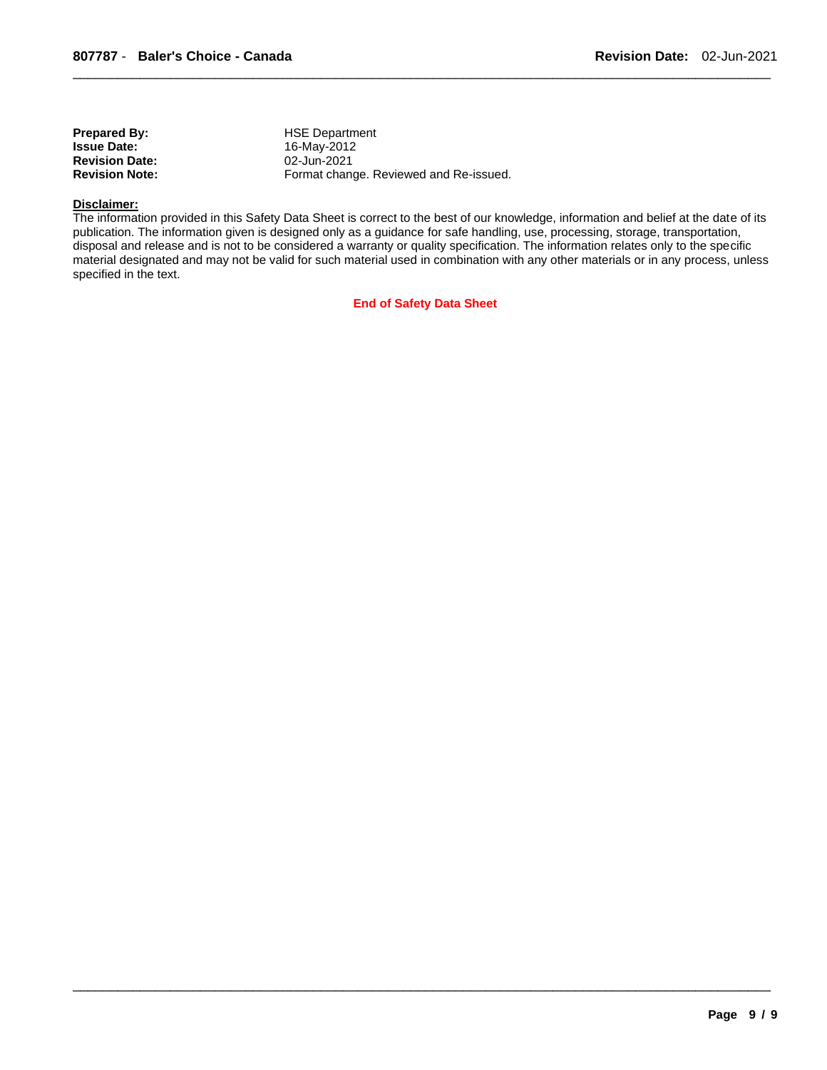| | |
|---|---|
| **Prepared By:** | HSE Department |
| **Issue Date:** | 16-May-2012 |
| **Revision Date:** | 02-Jun-2021 |
| **Revision Note:** | Format change. Reviewed and Re-issued. |

**Disclaimer:**

The information provided in this Safety Data Sheet is correct to the best of our knowledge, information and belief at the date of its publication. The information given is designed only as a guidance for safe handling, use, processing, storage, transportation, disposal and release and is not to be considered a warranty or quality specification. The information relates only to the specific material designated and may not be valid for such material used in combination with any other materials or in any process, unless specified in the text.

**End of Safety Data Sheet**